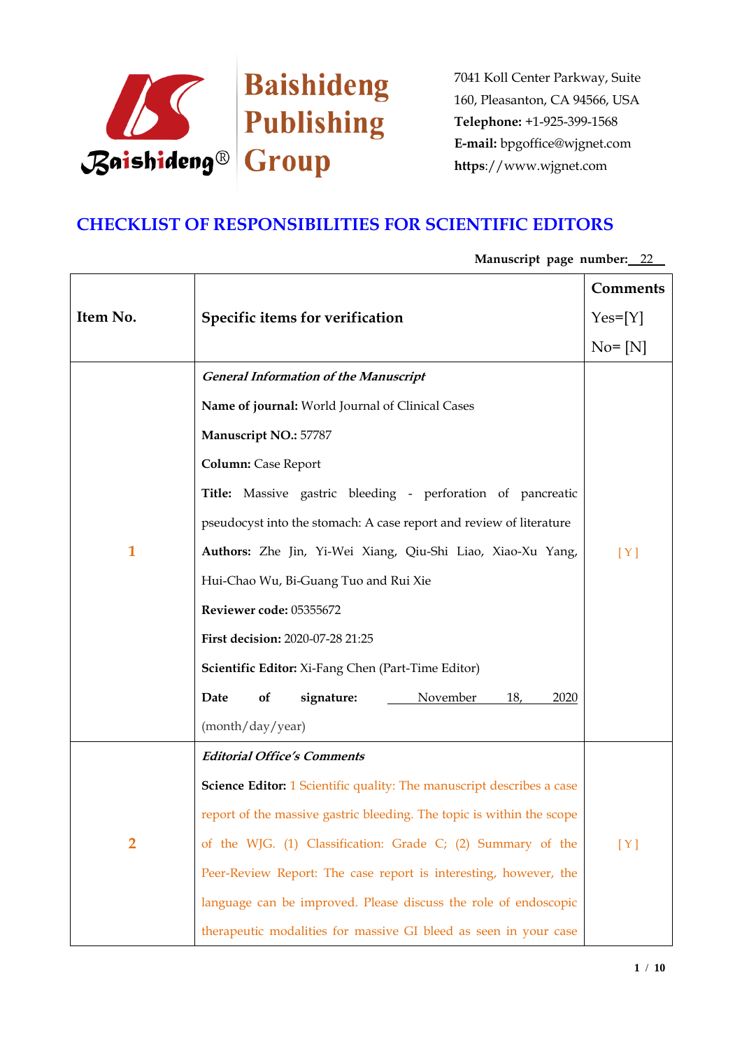Baishideng Publishing Group

7041 Koll Center Parkway, Suite 160, Pleasanton, CA 94566, USA
**Telephone:** +1-925-399-1568
**E-mail:** bpgoffice@wjgnet.com
**https**://www.wjgnet.com

# CHECKLIST OF RESPONSIBILITIES FOR SCIENTIFIC EDITORS

**Manuscript page number:** 22

| Item No. | Specific items for verification | Comments Yes=[Y] No= [N] |
|---|---|---|
| 1 | ***General Information of the Manuscript*** <br> **Name of journal:** World Journal of Clinical Cases <br> **Manuscript NO.:** 57787 <br> **Column:** Case Report <br> **Title:** Massive gastric bleeding - perforation of pancreatic pseudocyst into the stomach: A case report and review of literature <br> **Authors:** Zhe Jin, Yi-Wei Xiang, Qiu-Shi Liao, Xiao-Xu Yang, Hui-Chao Wu, Bi-Guang Tuo and Rui Xie <br> **Reviewer code:** 05355672 <br> **First decision:** 2020-07-28 21:25 <br> **Scientific Editor:** Xi-Fang Chen (Part-Time Editor) <br> **Date of signature:** November 18, 2020 (month/day/year) | [ Y ] |
| 2 | ***Editorial Office's Comments*** <br> **Science Editor:** 1 Scientific quality: The manuscript describes a case report of the massive gastric bleeding. The topic is within the scope of the WJG. (1) Classification: Grade C; (2) Summary of the Peer-Review Report: The case report is interesting, however, the language can be improved. Please discuss the role of endoscopic therapeutic modalities for massive GI bleed as seen in your case | [ Y ] |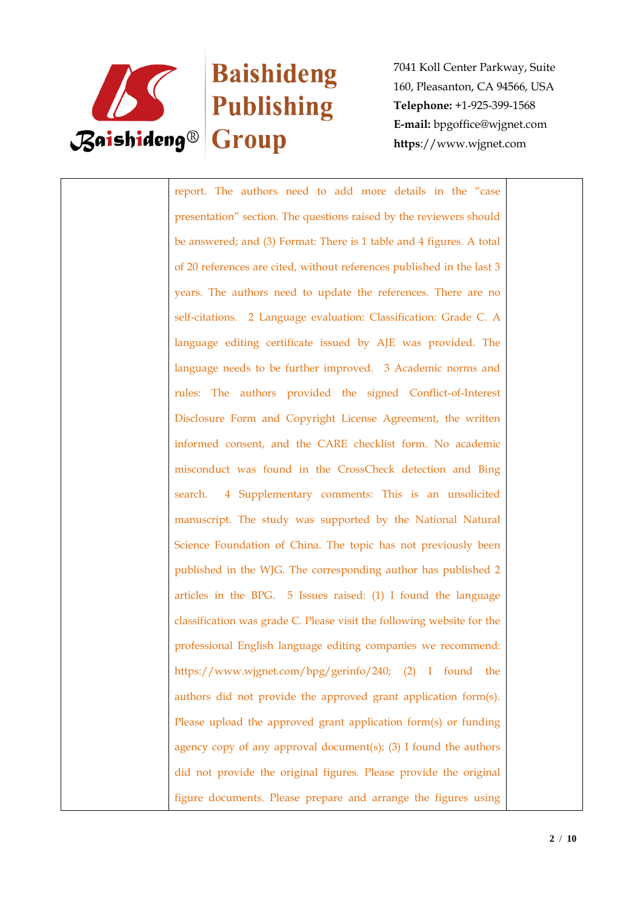report. The authors need to add more details in the "case presentation" section. The questions raised by the reviewers should be answered; and (3) Format: There is 1 table and 4 figures. A total of 20 references are cited, without references published in the last 3 years. The authors need to update the references. There are no self-citations. 2 Language evaluation: Classification: Grade C. A language editing certificate issued by AJE was provided. The language needs to be further improved. 3 Academic norms and rules: The authors provided the signed Conflict-of-Interest Disclosure Form and Copyright License Agreement, the written informed consent, and the CARE checklist form. No academic misconduct was found in the CrossCheck detection and Bing search. 4 Supplementary comments: This is an unsolicited manuscript. The study was supported by the National Natural Science Foundation of China. The topic has not previously been published in the WJG. The corresponding author has published 2 articles in the BPG. 5 Issues raised: (1) I found the language classification was grade C. Please visit the following website for the professional English language editing companies we recommend: https://www.wjgnet.com/bpg/gerinfo/240; (2) I found the authors did not provide the approved grant application form(s). Please upload the approved grant application form(s) or funding agency copy of any approval document(s); (3) I found the authors did not provide the original figures. Please provide the original figure documents. Please prepare and arrange the figures using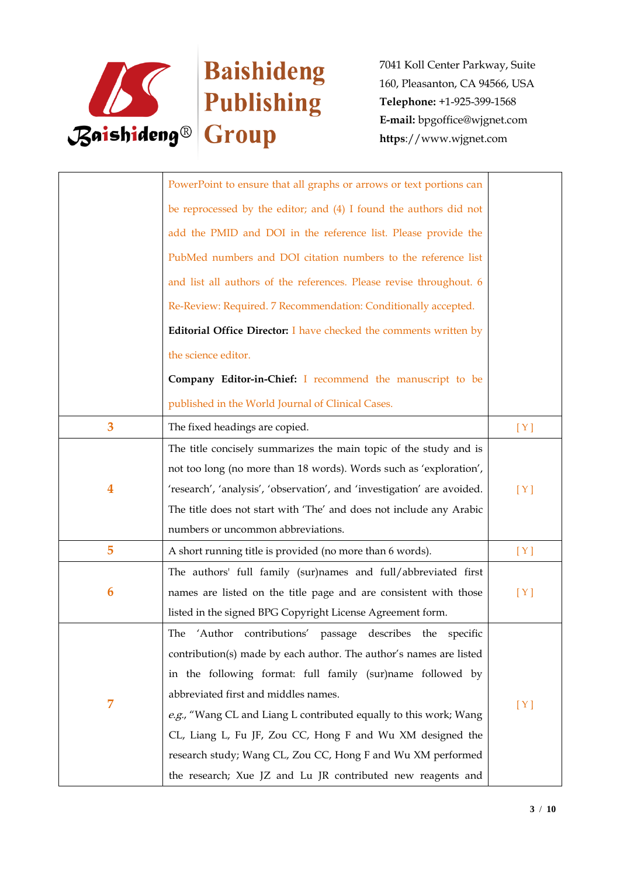| | | |
|---|---|---|
| | PowerPoint to ensure that all graphs or arrows or text portions can be reprocessed by the editor; and (4) I found the authors did not add the PMID and DOI in the reference list. Please provide the PubMed numbers and DOI citation numbers to the reference list and list all authors of the references. Please revise throughout. 6 Re-Review: Required. 7 Recommendation: Conditionally accepted. **Editorial Office Director:** I have checked the comments written by the science editor. **Company Editor-in-Chief:** I recommend the manuscript to be published in the World Journal of Clinical Cases. | |
| 3 | The fixed headings are copied. | [ Y ] |
| 4 | The title concisely summarizes the main topic of the study and is not too long (no more than 18 words). Words such as 'exploration', 'research', 'analysis', 'observation', and 'investigation' are avoided. The title does not start with 'The' and does not include any Arabic numbers or uncommon abbreviations. | [ Y ] |
| 5 | A short running title is provided (no more than 6 words). | [ Y ] |
| 6 | The authors' full family (sur)names and full/abbreviated first names are listed on the title page and are consistent with those listed in the signed BPG Copyright License Agreement form. | [ Y ] |
| 7 | The 'Author contributions' passage describes the specific contribution(s) made by each author. The author's names are listed in the following format: full family (sur)name followed by abbreviated first and middles names. *e.g.*, "Wang CL and Liang L contributed equally to this work; Wang CL, Liang L, Fu JF, Zou CC, Hong F and Wu XM designed the research study; Wang CL, Zou CC, Hong F and Wu XM performed the research; Xue JZ and Lu JR contributed new reagents and | [ Y ] |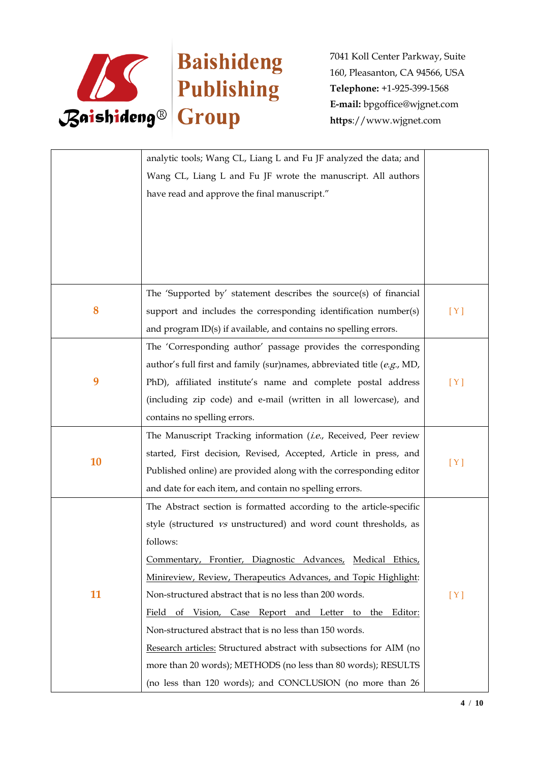| | | |
|---|---|---|
| | analytic tools; Wang CL, Liang L and Fu JF analyzed the data; and Wang CL, Liang L and Fu JF wrote the manuscript. All authors have read and approve the final manuscript." | |
| 8 | The 'Supported by' statement describes the source(s) of financial support and includes the corresponding identification number(s) and program ID(s) if available, and contains no spelling errors. | [ Y ] |
| 9 | The 'Corresponding author' passage provides the corresponding author's full first and family (sur)names, abbreviated title (*e.g.*, MD, PhD), affiliated institute's name and complete postal address (including zip code) and e-mail (written in all lowercase), and contains no spelling errors. | [ Y ] |
| 10 | The Manuscript Tracking information (*i.e.*, Received, Peer review started, First decision, Revised, Accepted, Article in press, and Published online) are provided along with the corresponding editor and date for each item, and contain no spelling errors. | [ Y ] |
| 11 | The Abstract section is formatted according to the article-specific style (structured *vs* unstructured) and word count thresholds, as follows: <u>Commentary, Frontier, Diagnostic Advances, Medical Ethics, Minireview, Review, Therapeutics Advances, and Topic Highlight</u>: Non-structured abstract that is no less than 200 words. <u>Field of Vision, Case Report and Letter to the Editor:</u> Non-structured abstract that is no less than 150 words. <u>Research articles:</u> Structured abstract with subsections for AIM (no more than 20 words); METHODS (no less than 80 words); RESULTS (no less than 120 words); and CONCLUSION (no more than 26 | [ Y ] |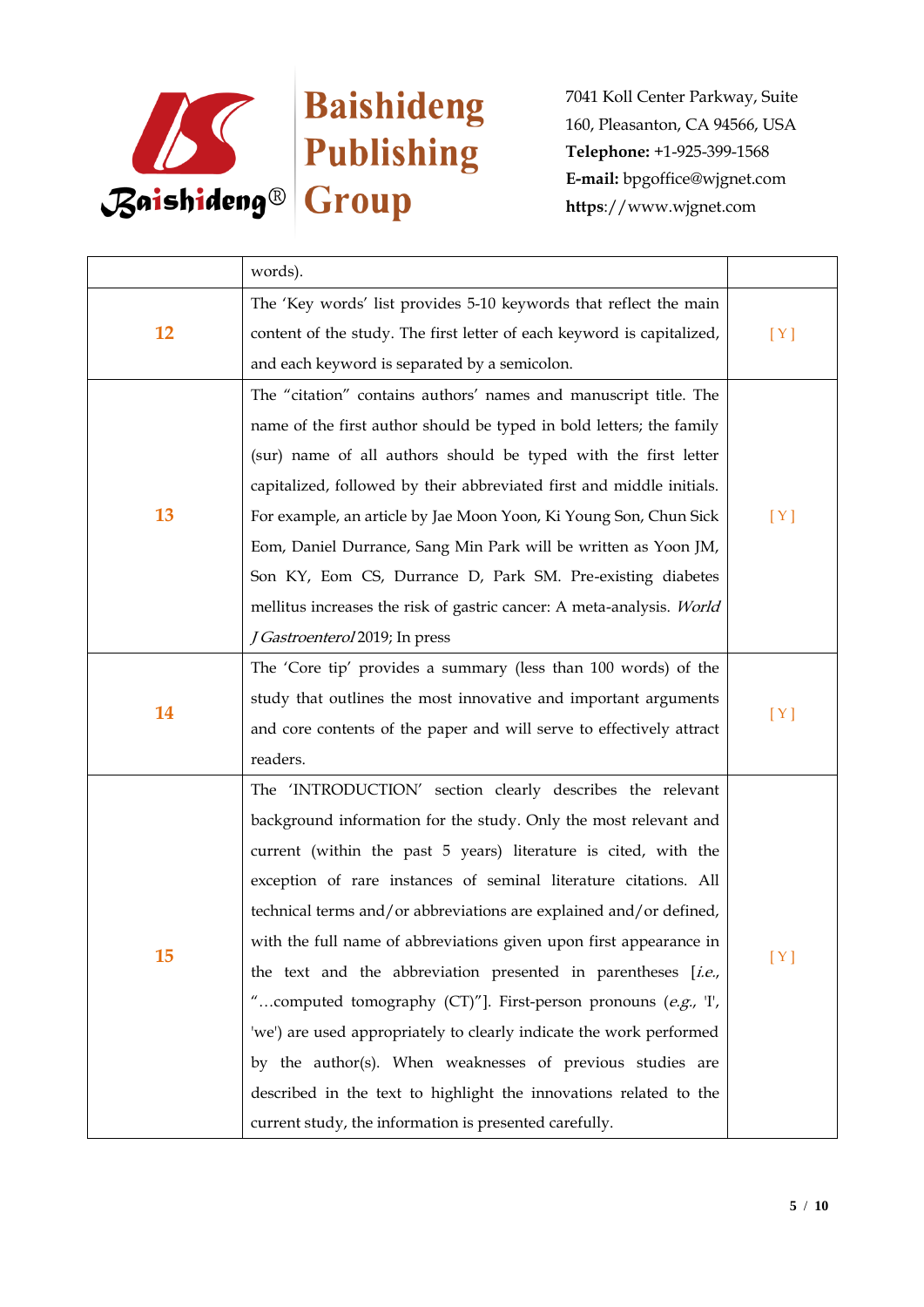|  |  |  |
|---|---|---|
|  | words). |  |
| **12** | The 'Key words' list provides 5-10 keywords that reflect the main content of the study. The first letter of each keyword is capitalized, and each keyword is separated by a semicolon. | [ Y ] |
| **13** | The "citation" contains authors' names and manuscript title. The name of the first author should be typed in bold letters; the family (sur) name of all authors should be typed with the first letter capitalized, followed by their abbreviated first and middle initials. For example, an article by Jae Moon Yoon, Ki Young Son, Chun Sick Eom, Daniel Durrance, Sang Min Park will be written as Yoon JM, Son KY, Eom CS, Durrance D, Park SM. Pre-existing diabetes mellitus increases the risk of gastric cancer: A meta-analysis. *World J Gastroenterol* 2019; In press | [ Y ] |
| **14** | The 'Core tip' provides a summary (less than 100 words) of the study that outlines the most innovative and important arguments and core contents of the paper and will serve to effectively attract readers. | [ Y ] |
| **15** | The 'INTRODUCTION' section clearly describes the relevant background information for the study. Only the most relevant and current (within the past 5 years) literature is cited, with the exception of rare instances of seminal literature citations. All technical terms and/or abbreviations are explained and/or defined, with the full name of abbreviations given upon first appearance in the text and the abbreviation presented in parentheses [*i.e.*, "…computed tomography (CT)"]. First-person pronouns (*e.g.*, 'I', 'we') are used appropriately to clearly indicate the work performed by the author(s). When weaknesses of previous studies are described in the text to highlight the innovations related to the current study, the information is presented carefully. | [ Y ] |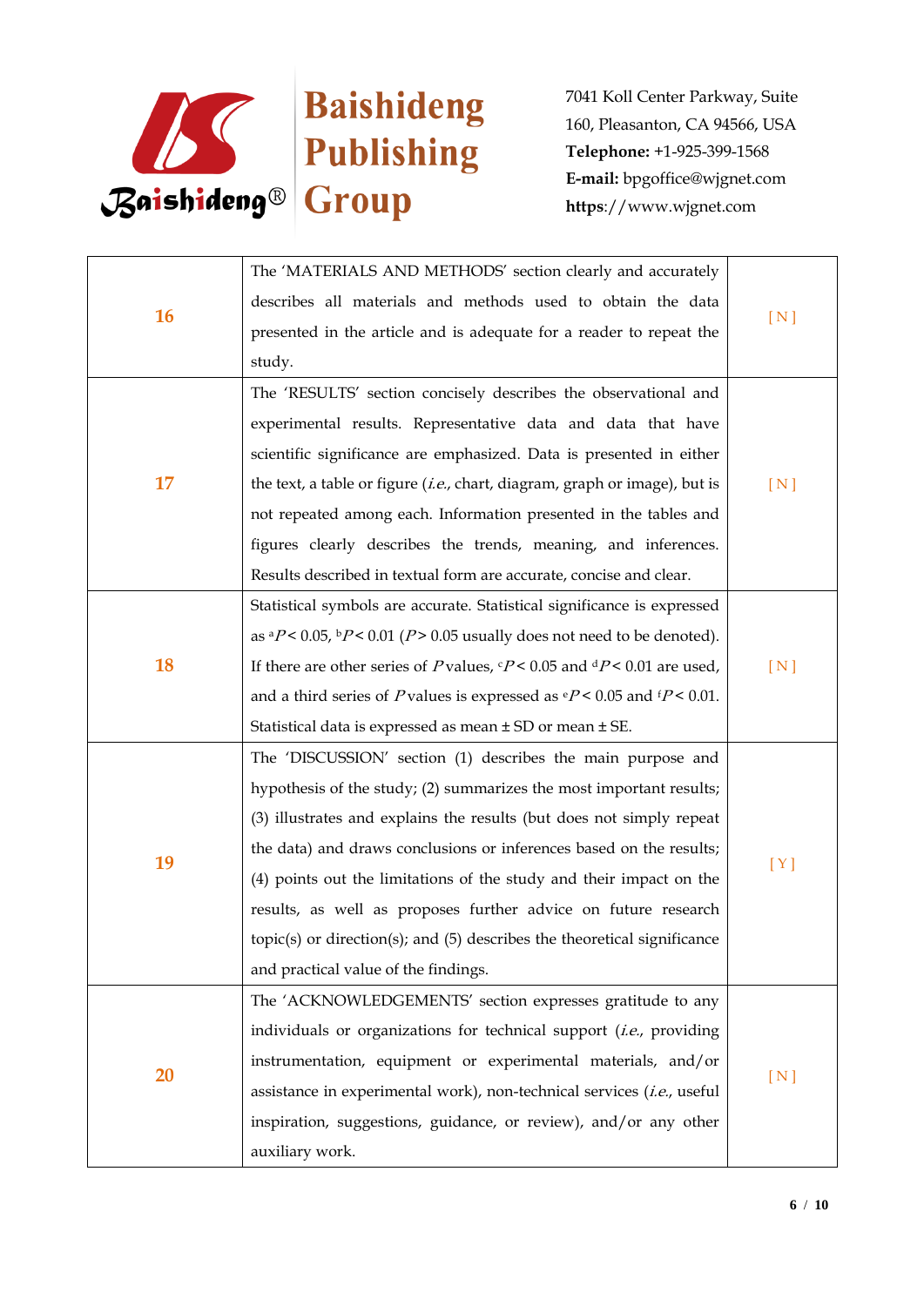| | | |
|---|---|---|
| 16 | The 'MATERIALS AND METHODS' section clearly and accurately describes all materials and methods used to obtain the data presented in the article and is adequate for a reader to repeat the study. | [ N ] |
| 17 | The 'RESULTS' section concisely describes the observational and experimental results. Representative data and data that have scientific significance are emphasized. Data is presented in either the text, a table or figure (*i.e.*, chart, diagram, graph or image), but is not repeated among each. Information presented in the tables and figures clearly describes the trends, meaning, and inferences. Results described in textual form are accurate, concise and clear. | [ N ] |
| 18 | Statistical symbols are accurate. Statistical significance is expressed as $^aP < 0.05$, $^bP < 0.01$ ($P > 0.05$ usually does not need to be denoted). If there are other series of $P$ values, $^cP < 0.05$ and $^dP < 0.01$ are used, and a third series of $P$ values is expressed as $^eP < 0.05$ and $^fP < 0.01$. Statistical data is expressed as mean ± SD or mean ± SE. | [ N ] |
| 19 | The 'DISCUSSION' section (1) describes the main purpose and hypothesis of the study; (2) summarizes the most important results; (3) illustrates and explains the results (but does not simply repeat the data) and draws conclusions or inferences based on the results; (4) points out the limitations of the study and their impact on the results, as well as proposes further advice on future research topic(s) or direction(s); and (5) describes the theoretical significance and practical value of the findings. | [ Y ] |
| 20 | The 'ACKNOWLEDGEMENTS' section expresses gratitude to any individuals or organizations for technical support (*i.e.*, providing instrumentation, equipment or experimental materials, and/or assistance in experimental work), non-technical services (*i.e.*, useful inspiration, suggestions, guidance, or review), and/or any other auxiliary work. | [ N ] |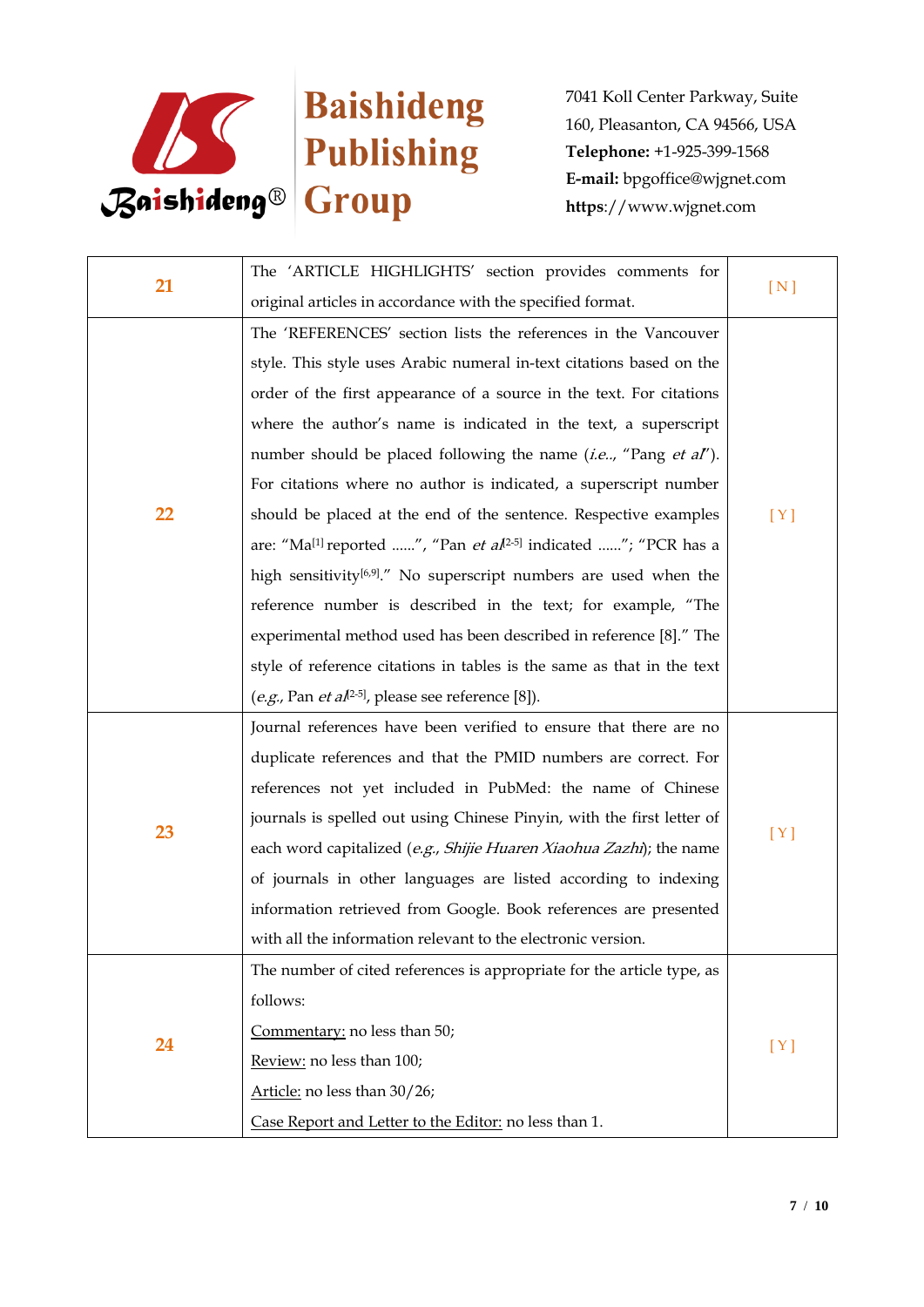| 21 | The 'ARTICLE HIGHLIGHTS' section provides comments for original articles in accordance with the specified format. | [ N ] |
|---|---|---|
| 22 | The 'REFERENCES' section lists the references in the Vancouver style. This style uses Arabic numeral in-text citations based on the order of the first appearance of a source in the text. For citations where the author's name is indicated in the text, a superscript number should be placed following the name (*i.e.*., "Pang *et al*"). For citations where no author is indicated, a superscript number should be placed at the end of the sentence. Respective examples are: "Ma[1] reported ......", "Pan *et al*[2-5] indicated ......"; "PCR has a high sensitivity[6,9]." No superscript numbers are used when the reference number is described in the text; for example, "The experimental method used has been described in reference [8]." The style of reference citations in tables is the same as that in the text (*e.g.*, Pan *et al*[2-5], please see reference [8]). | [ Y ] |
| 23 | Journal references have been verified to ensure that there are no duplicate references and that the PMID numbers are correct. For references not yet included in PubMed: the name of Chinese journals is spelled out using Chinese Pinyin, with the first letter of each word capitalized (*e.g.*, *Shijie Huaren Xiaohua Zazhi*); the name of journals in other languages are listed according to indexing information retrieved from Google. Book references are presented with all the information relevant to the electronic version. | [ Y ] |
| 24 | The number of cited references is appropriate for the article type, as follows:<br>Commentary: no less than 50;<br>Review: no less than 100;<br>Article: no less than 30/26;<br>Case Report and Letter to the Editor: no less than 1. | [ Y ] |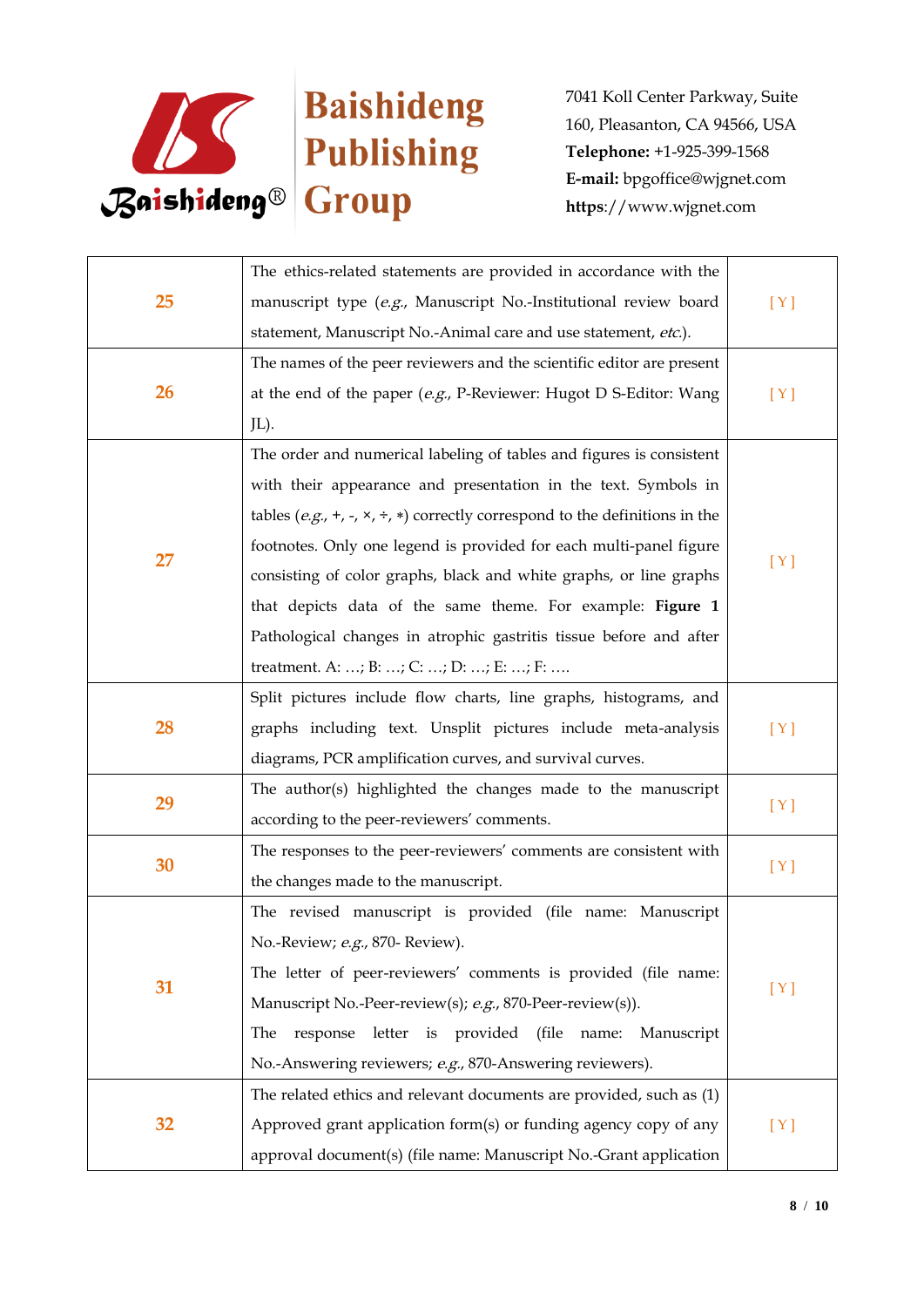| | | |
|---|---|---|
| 25 | The ethics-related statements are provided in accordance with the manuscript type (*e.g.*, Manuscript No.-Institutional review board statement, Manuscript No.-Animal care and use statement, *etc*.). | [ Y ] |
| 26 | The names of the peer reviewers and the scientific editor are present at the end of the paper (*e.g.*, P-Reviewer: Hugot D S-Editor: Wang JL). | [ Y ] |
| 27 | The order and numerical labeling of tables and figures is consistent with their appearance and presentation in the text. Symbols in tables (*e.g.*, +, -, ×, ÷, ∗) correctly correspond to the definitions in the footnotes. Only one legend is provided for each multi-panel figure consisting of color graphs, black and white graphs, or line graphs that depicts data of the same theme. For example: **Figure 1** Pathological changes in atrophic gastritis tissue before and after treatment. A: …; B: …; C: …; D: …; E: …; F: …. | [ Y ] |
| 28 | Split pictures include flow charts, line graphs, histograms, and graphs including text. Unsplit pictures include meta-analysis diagrams, PCR amplification curves, and survival curves. | [ Y ] |
| 29 | The author(s) highlighted the changes made to the manuscript according to the peer-reviewers' comments. | [ Y ] |
| 30 | The responses to the peer-reviewers' comments are consistent with the changes made to the manuscript. | [ Y ] |
| 31 | The revised manuscript is provided (file name: Manuscript No.-Review; *e.g.*, 870- Review).<br>The letter of peer-reviewers' comments is provided (file name: Manuscript No.-Peer-review(s); *e.g.*, 870-Peer-review(s)).<br>The response letter is provided (file name: Manuscript No.-Answering reviewers; *e.g.*, 870-Answering reviewers). | [ Y ] |
| 32 | The related ethics and relevant documents are provided, such as (1) Approved grant application form(s) or funding agency copy of any approval document(s) (file name: Manuscript No.-Grant application | [ Y ] |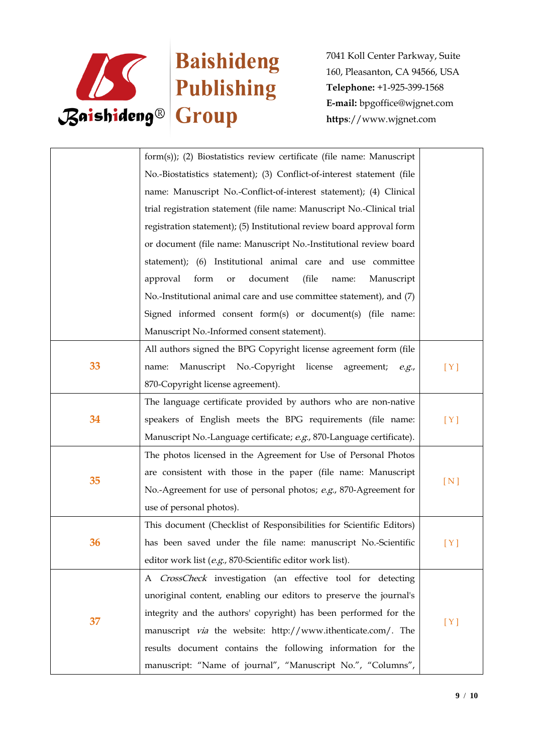| | | |
|---|---|---|
| | form(s)); (2) Biostatistics review certificate (file name: Manuscript No.-Biostatistics statement); (3) Conflict-of-interest statement (file name: Manuscript No.-Conflict-of-interest statement); (4) Clinical trial registration statement (file name: Manuscript No.-Clinical trial registration statement); (5) Institutional review board approval form or document (file name: Manuscript No.-Institutional review board statement); (6) Institutional animal care and use committee approval form or document (file name: Manuscript No.-Institutional animal care and use committee statement), and (7) Signed informed consent form(s) or document(s) (file name: Manuscript No.-Informed consent statement). | |
| 33 | All authors signed the BPG Copyright license agreement form (file name: Manuscript No.-Copyright license agreement; *e.g.*, 870-Copyright license agreement). | [ Y ] |
| 34 | The language certificate provided by authors who are non-native speakers of English meets the BPG requirements (file name: Manuscript No.-Language certificate; *e.g.*, 870-Language certificate). | [ Y ] |
| 35 | The photos licensed in the Agreement for Use of Personal Photos are consistent with those in the paper (file name: Manuscript No.-Agreement for use of personal photos; *e.g.*, 870-Agreement for use of personal photos). | [ N ] |
| 36 | This document (Checklist of Responsibilities for Scientific Editors) has been saved under the file name: manuscript No.-Scientific editor work list (*e.g.*, 870-Scientific editor work list). | [ Y ] |
| 37 | A *CrossCheck* investigation (an effective tool for detecting unoriginal content, enabling our editors to preserve the journal's integrity and the authors' copyright) has been performed for the manuscript *via* the website: http://www.ithenticate.com/. The results document contains the following information for the manuscript: "Name of journal", "Manuscript No.", "Columns", | [ Y ] |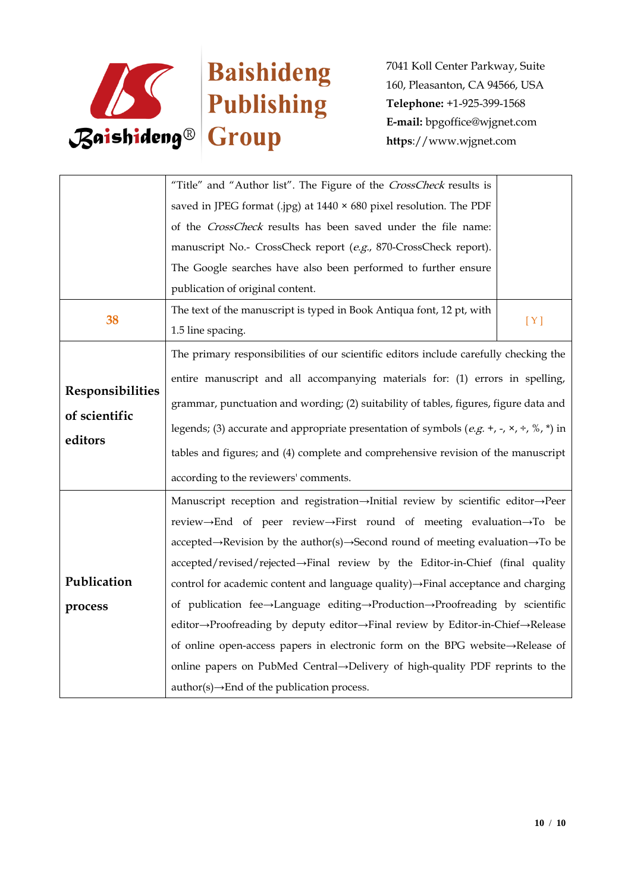| | | |
|---|---|---|
| | "Title" and "Author list". The Figure of the *CrossCheck* results is saved in JPEG format (.jpg) at 1440 × 680 pixel resolution. The PDF of the *CrossCheck* results has been saved under the file name: manuscript No.- CrossCheck report (*e.g.*, 870-CrossCheck report). The Google searches have also been performed to further ensure publication of original content. | |
| 38 | The text of the manuscript is typed in Book Antiqua font, 12 pt, with 1.5 line spacing. | [ Y ] |
| **Responsibilities of scientific editors** | The primary responsibilities of our scientific editors include carefully checking the entire manuscript and all accompanying materials for: (1) errors in spelling, grammar, punctuation and wording; (2) suitability of tables, figures, figure data and legends; (3) accurate and appropriate presentation of symbols (*e.g.* +, -, ×, ÷, %, *) in tables and figures; and (4) complete and comprehensive revision of the manuscript according to the reviewers' comments. | |
| **Publication process** | Manuscript reception and registration→Initial review by scientific editor→Peer review→End of peer review→First round of meeting evaluation→To be accepted→Revision by the author(s)→Second round of meeting evaluation→To be accepted/revised/rejected→Final review by the Editor-in-Chief (final quality control for academic content and language quality)→Final acceptance and charging of publication fee→Language editing→Production→Proofreading by scientific editor→Proofreading by deputy editor→Final review by Editor-in-Chief→Release of online open-access papers in electronic form on the BPG website→Release of online papers on PubMed Central→Delivery of high-quality PDF reprints to the author(s)→End of the publication process. | |